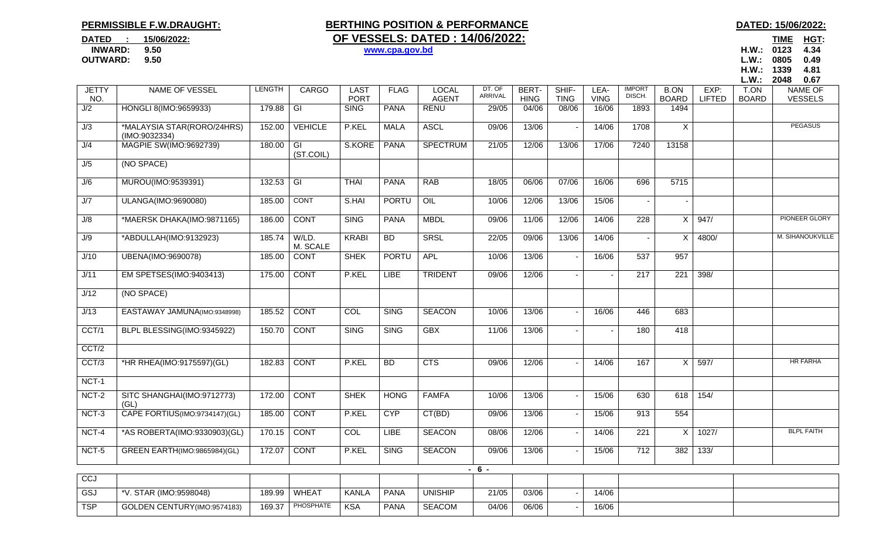**PERMISSIBLE F.W.DRAUGHT:**

**DATED : 15/06/2022:**
**INWARD: 9.50**
**OUTWARD: 9.50**

# BERTHING POSITION & PERFORMANCE OF VESSELS: DATED : 14/06/2022:

www.cpa.gov.bd

**DATED: 15/06/2022:**

| | TIME | HGT: |
|---|---|---|
| H.W.: | 0123 | 4.34 |
| L.W.: | 0805 | 0.49 |
| H.W.: | 1339 | 4.81 |
| L.W.: | 2048 | 0.67 |

| JETTY NO. | NAME OF VESSEL | LENGTH | CARGO | LAST PORT | FLAG | LOCAL AGENT | DT. OF ARRIVAL | BERTHING | SHIFTING | LEAVING | IMPORT DISCH. | B.ON BOARD | EXP: LIFTED | T.ON BOARD | NAME OF VESSELS |
|---|---|---|---|---|---|---|---|---|---|---|---|---|---|---|---|
| J/2 | HONGLI 8(IMO:9659933) | 179.88 | GI | SING | PANA | RENU | 29/05 | 04/06 | 08/06 | 16/06 | 1893 | 1494 | | | |
| J/3 | *MALAYSIA STAR(RORO/24HRS) (IMO:9032334) | 152.00 | VEHICLE | P.KEL | MALA | ASCL | 09/06 | 13/06 | - | 14/06 | 1708 | X | | | PEGASUS |
| J/4 | MAGPIE SW(IMO:9692739) | 180.00 | GI (ST.COIL) | S.KORE | PANA | SPECTRUM | 21/05 | 12/06 | 13/06 | 17/06 | 7240 | 13158 | | | |
| J/5 | (NO SPACE) | | | | | | | | | | | | | | |
| J/6 | MUROU(IMO:9539391) | 132.53 | GI | THAI | PANA | RAB | 18/05 | 06/06 | 07/06 | 16/06 | 696 | 5715 | | | |
| J/7 | ULANGA(IMO:9690080) | 185.00 | CONT | S.HAI | PORTU | OIL | 10/06 | 12/06 | 13/06 | 15/06 | - | - | | | |
| J/8 | *MAERSK DHAKA(IMO:9871165) | 186.00 | CONT | SING | PANA | MBDL | 09/06 | 11/06 | 12/06 | 14/06 | 228 | X | 947/ | | PIONEER GLORY |
| J/9 | *ABDULLAH(IMO:9132923) | 185.74 | W/LD. M. SCALE | KRABI | BD | SRSL | 22/05 | 09/06 | 13/06 | 14/06 | - | X | 4800/ | | M. SIHANOUKVILLE |
| J/10 | UBENA(IMO:9690078) | 185.00 | CONT | SHEK | PORTU | APL | 10/06 | 13/06 | - | 16/06 | 537 | 957 | | | |
| J/11 | EM SPETSES(IMO:9403413) | 175.00 | CONT | P.KEL | LIBE | TRIDENT | 09/06 | 12/06 | - | - | 217 | 221 | 398/ | | |
| J/12 | (NO SPACE) | | | | | | | | | | | | | | |
| J/13 | EASTAWAY JAMUNA(IMO:9348998) | 185.52 | CONT | COL | SING | SEACON | 10/06 | 13/06 | - | 16/06 | 446 | 683 | | | |
| CCT/1 | BLPL BLESSING(IMO:9345922) | 150.70 | CONT | SING | SING | GBX | 11/06 | 13/06 | - | - | 180 | 418 | | | |
| CCT/2 | | | | | | | | | | | | | | | |
| CCT/3 | *HR RHEA(IMO:9175597)(GL) | 182.83 | CONT | P.KEL | BD | CTS | 09/06 | 12/06 | - | 14/06 | 167 | X | 597/ | | HR FARHA |
| NCT-1 | | | | | | | | | | | | | | | |
| NCT-2 | SITC SHANGHAI(IMO:9712773) (GL) | 172.00 | CONT | SHEK | HONG | FAMFA | 10/06 | 13/06 | - | 15/06 | 630 | 618 | 154/ | | |
| NCT-3 | CAPE FORTIUS(IMO:9734147)(GL) | 185.00 | CONT | P.KEL | CYP | CT(BD) | 09/06 | 13/06 | - | 15/06 | 913 | 554 | | | |
| NCT-4 | *AS ROBERTA(IMO:9330903)(GL) | 170.15 | CONT | COL | LIBE | SEACON | 08/06 | 12/06 | - | 14/06 | 221 | X | 1027/ | | BLPL FAITH |
| NCT-5 | GREEN EARTH(IMO:9865984)(GL) | 172.07 | CONT | P.KEL | SING | SEACON | 09/06 | 13/06 | - | 15/06 | 712 | 382 | 133/ | | |
| CCJ | | | | | | | | | | | | | | | |
| GSJ | *V. STAR (IMO:9598048) | 189.99 | WHEAT | KANLA | PANA | UNISHIP | 21/05 | 03/06 | - | 14/06 | | | | | |
| TSP | GOLDEN CENTURY(IMO:9574183) | 169.37 | PHOSPHATE | KSA | PANA | SEACOM | 04/06 | 06/06 | - | 16/06 | | | | | |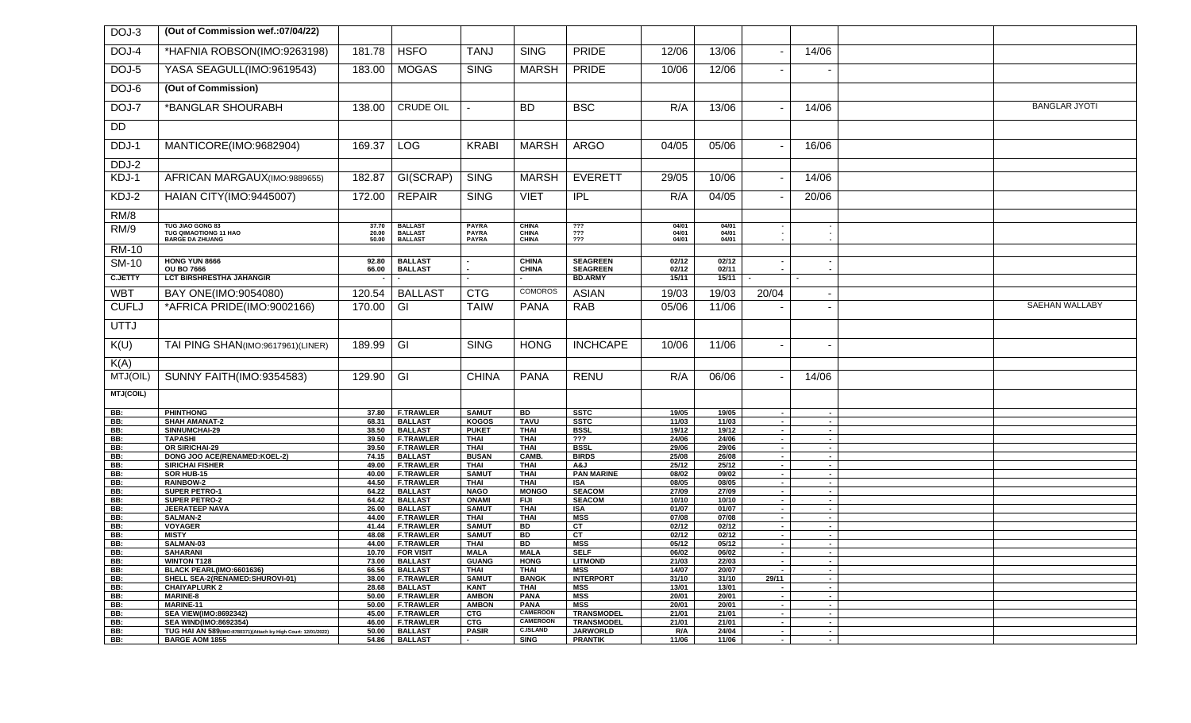| | | | | | | | | | | | | |
|---|---|---|---|---|---|---|---|---|---|---|---|---|
| DOJ-3 | (Out of Commission wef.:07/04/22) | | | | | | | | | | | |
| DOJ-4 | *HAFNIA ROBSON(IMO:9263198) | 181.78 | HSFO | TANJ | SING | PRIDE | 12/06 | 13/06 | - | 14/06 | | |
| DOJ-5 | YASA SEAGULL(IMO:9619543) | 183.00 | MOGAS | SING | MARSH | PRIDE | 10/06 | 12/06 | - | - | | |
| DOJ-6 | (Out of Commission) | | | | | | | | | | | |
| DOJ-7 | *BANGLAR SHOURABH | 138.00 | CRUDE OIL | - | BD | BSC | R/A | 13/06 | - | 14/06 | | BANGLAR JYOTI |
| DD | | | | | | | | | | | | |
| DDJ-1 | MANTICORE(IMO:9682904) | 169.37 | LOG | KRABI | MARSH | ARGO | 04/05 | 05/06 | - | 16/06 | | |
| DDJ-2 | | | | | | | | | | | | |
| KDJ-1 | AFRICAN MARGAUX(IMO:9889655) | 182.87 | GI(SCRAP) | SING | MARSH | EVERETT | 29/05 | 10/06 | - | 14/06 | | |
| KDJ-2 | HAIAN CITY(IMO:9445007) | 172.00 | REPAIR | SING | VIET | IPL | R/A | 04/05 | - | 20/06 | | |
| RM/8 | | | | | | | | | | | | |
| RM/9 | TUG JIAO GONG 83 | 37.70 | BALLAST | PAYRA | CHINA | ??? | 04/01 | 04/01 | - | - | | |
| | TUG QIMAOTIONG 11 HAO | 20.00 | BALLAST | PAYRA | CHINA | ??? | 04/01 | 04/01 | - | - | | |
| | BARGE DA ZHUANG | 50.00 | BALLAST | PAYRA | CHINA | ??? | 04/01 | 04/01 | | | | |
| RM-10 | | | | | | | | | | | | |
| SM-10 | HONG YUN 8666 | 92.80 | BALLAST | - | CHINA | SEAGREEN | 02/12 | 02/12 | - | - | | |
| | OU BO 7666 | 66.00 | BALLAST | - | CHINA | SEAGREEN | 02/12 | 02/11 | - | - | | |
| C.JETTY | LCT BIRSHRESTHA JAHANGIR | - | - | - | - | BD.ARMY | 15/11 | 15/11 | - | - | | |
| WBT | BAY ONE(IMO:9054080) | 120.54 | BALLAST | CTG | COMOROS | ASIAN | 19/03 | 19/03 | 20/04 | - | | |
| CUFLJ | *AFRICA PRIDE(IMO:9002166) | 170.00 | GI | TAIW | PANA | RAB | 05/06 | 11/06 | - | - | | SAEHAN WALLABY |
| UTTJ | | | | | | | | | | | | |
| K(U) | TAI PING SHAN(IMO:9617961)(LINER) | 189.99 | GI | SING | HONG | INCHCAPE | 10/06 | 11/06 | - | - | | |
| K(A) | | | | | | | | | | | | |
| MTJ(OIL) | SUNNY FAITH(IMO:9354583) | 129.90 | GI | CHINA | PANA | RENU | R/A | 06/06 | - | 14/06 | | |
| MTJ(COIL) | | | | | | | | | | | | |
| BB: | PHINTHONG | 37.80 | F.TRAWLER | SAMUT | BD | SSTC | 19/05 | 19/05 | - | - | | |
| BB: | SHAH AMANAT-2 | 68.31 | BALLAST | KOGOS | TAVU | SSTC | 11/03 | 11/03 | - | - | | |
| BB: | SINNUMCHAI-29 | 38.50 | BALLAST | PUKET | THAI | BSSL | 19/12 | 19/12 | - | - | | |
| BB: | TAPASHI | 39.50 | F.TRAWLER | THAI | THAI | ??? | 24/06 | 24/06 | - | - | | |
| BB: | OR SIRICHAI-29 | 39.50 | F.TRAWLER | THAI | THAI | BSSL | 29/06 | 29/06 | - | - | | |
| BB: | DONG JOO ACE(RENAMED:KOEL-2) | 74.15 | BALLAST | BUSAN | CAMB. | BIRDS | 25/08 | 26/08 | - | - | | |
| BB: | SIRICHAI FISHER | 49.00 | F.TRAWLER | THAI | THAI | A&J | 25/12 | 25/12 | - | - | | |
| BB: | SOR HUB-15 | 40.00 | F.TRAWLER | SAMUT | THAI | PAN MARINE | 08/02 | 09/02 | - | - | | |
| BB: | RAINBOW-2 | 44.50 | F.TRAWLER | THAI | THAI | ISA | 08/05 | 08/05 | - | - | | |
| BB: | SUPER PETRO-1 | 64.22 | BALLAST | NAGO | MONGO | SEACOM | 27/09 | 27/09 | - | - | | |
| BB: | SUPER PETRO-2 | 64.42 | BALLAST | ONAMI | FIJI | SEACOM | 10/10 | 10/10 | - | - | | |
| BB: | JEERATEEP NAVA | 26.00 | BALLAST | SAMUT | THAI | ISA | 01/07 | 01/07 | - | - | | |
| BB: | SALMAN-2 | 44.00 | F.TRAWLER | THAI | THAI | MSS | 07/08 | 07/08 | - | - | | |
| BB: | VOYAGER | 41.44 | F.TRAWLER | SAMUT | BD | CT | 02/12 | 02/12 | - | - | | |
| BB: | MISTY | 48.08 | F.TRAWLER | SAMUT | BD | CT | 02/12 | 02/12 | - | - | | |
| BB: | SALMAN-03 | 44.00 | F.TRAWLER | THAI | BD | MSS | 05/12 | 05/12 | - | - | | |
| BB: | SAHARANI | 10.70 | FOR VISIT | MALA | MALA | SELF | 06/02 | 06/02 | - | - | | |
| BB: | WINTON T128 | 73.00 | BALLAST | GUANG | HONG | LITMOND | 21/03 | 22/03 | - | - | | |
| BB: | BLACK PEARL(IMO:6601636) | 66.56 | BALLAST | THAI | THAI | MSS | 14/07 | 20/07 | - | - | | |
| BB: | SHELL SEA-2(RENAMED:SHUROVI-01) | 38.00 | F.TRAWLER | SAMUT | BANGK | INTERPORT | 31/10 | 31/10 | 29/11 | - | | |
| BB: | CHAIYAPLURK 2 | 28.68 | BALLAST | KANT | THAI | MSS | 13/01 | 13/01 | - | - | | |
| BB: | MARINE-8 | 50.00 | F.TRAWLER | AMBON | PANA | MSS | 20/01 | 20/01 | - | - | | |
| BB: | MARINE-11 | 50.00 | F.TRAWLER | AMBON | PANA | MSS | 20/01 | 20/01 | - | - | | |
| BB: | SEA VIEW(IMO:8692342) | 45.00 | F.TRAWLER | CTG | CAMEROON | TRANSMODEL | 21/01 | 21/01 | - | - | | |
| BB: | SEA WIND(IMO:8692354) | 46.00 | F.TRAWLER | CTG | CAMEROON | TRANSMODEL | 21/01 | 21/01 | - | - | | |
| BB: | TUG HAI AN 589(IMO:8780371)(Attach by High Court: 12/01/2022) | 50.00 | BALLAST | PASIR | C.ISLAND | JARWORLD | R/A | 24/04 | - | - | | |
| BB: | BARGE AOM 1855 | 54.86 | BALLAST | - | SING | PRANTIK | 11/06 | 11/06 | - | - | | |